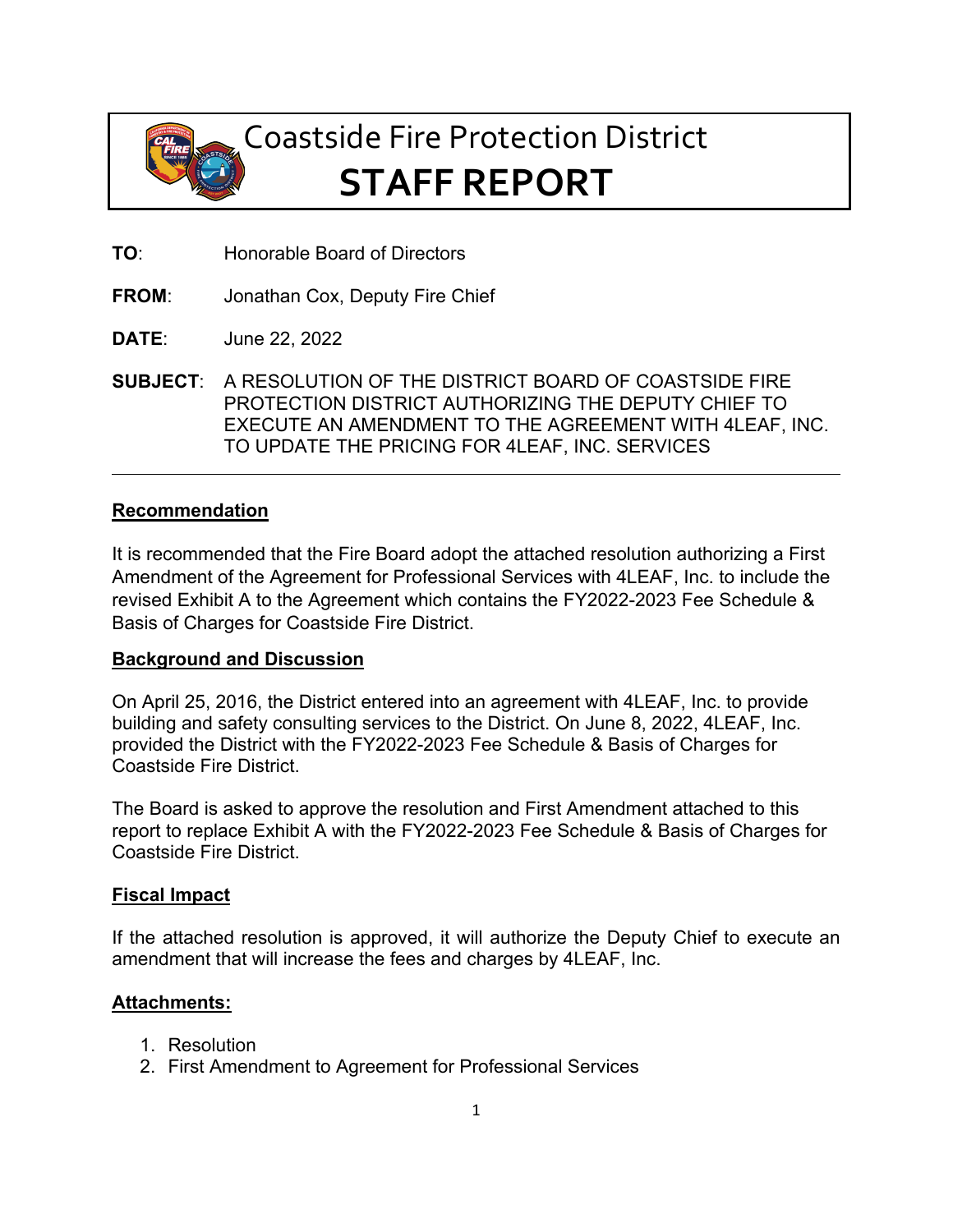# Coastside Fire Protection District

# STAFF REPORT

**TO**: Honorable Board of Directors

**FROM**: Jonathan Cox, Deputy Fire Chief

**DATE**: June 22, 2022

**SUBJECT**: A RESOLUTION OF THE DISTRICT BOARD OF COASTSIDE FIRE PROTECTION DISTRICT AUTHORIZING THE DEPUTY CHIEF TO EXECUTE AN AMENDMENT TO THE AGREEMENT WITH 4LEAF, INC. TO UPDATE THE PRICING FOR 4LEAF, INC. SERVICES

---

## Recommendation

It is recommended that the Fire Board adopt the attached resolution authorizing a First Amendment of the Agreement for Professional Services with 4LEAF, Inc. to include the revised Exhibit A to the Agreement which contains the FY2022-2023 Fee Schedule & Basis of Charges for Coastside Fire District.

## Background and Discussion

On April 25, 2016, the District entered into an agreement with 4LEAF, Inc. to provide building and safety consulting services to the District. On June 8, 2022, 4LEAF, Inc. provided the District with the FY2022-2023 Fee Schedule & Basis of Charges for Coastside Fire District.

The Board is asked to approve the resolution and First Amendment attached to this report to replace Exhibit A with the FY2022-2023 Fee Schedule & Basis of Charges for Coastside Fire District.

## Fiscal Impact

If the attached resolution is approved, it will authorize the Deputy Chief to execute an amendment that will increase the fees and charges by 4LEAF, Inc.

## Attachments:

1. Resolution
2. First Amendment to Agreement for Professional Services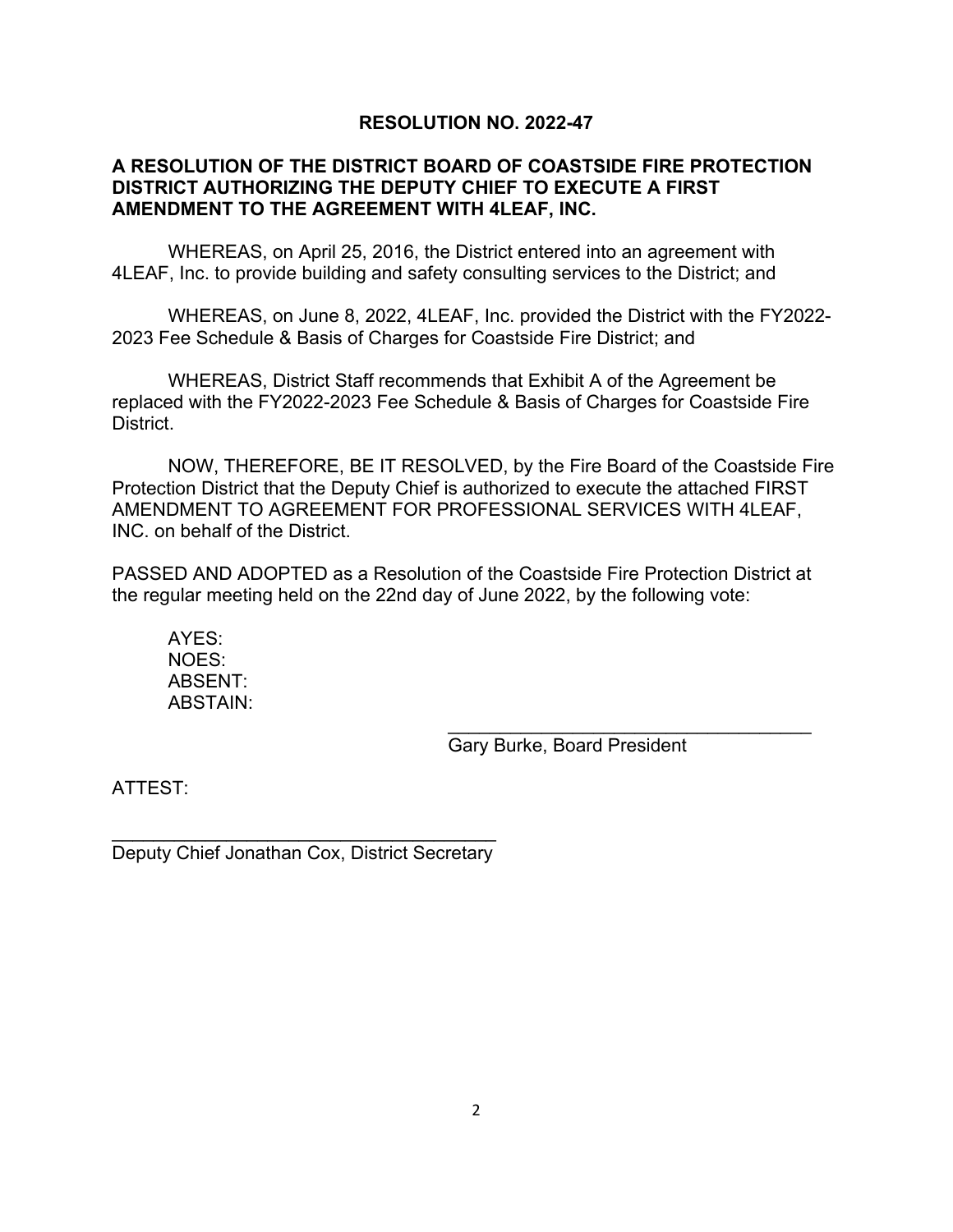**RESOLUTION NO. 2022-47**

**A RESOLUTION OF THE DISTRICT BOARD OF COASTSIDE FIRE PROTECTION DISTRICT AUTHORIZING THE DEPUTY CHIEF TO EXECUTE A FIRST AMENDMENT TO THE AGREEMENT WITH 4LEAF, INC.**

WHEREAS, on April 25, 2016, the District entered into an agreement with 4LEAF, Inc. to provide building and safety consulting services to the District; and

WHEREAS, on June 8, 2022, 4LEAF, Inc. provided the District with the FY2022-2023 Fee Schedule & Basis of Charges for Coastside Fire District; and

WHEREAS, District Staff recommends that Exhibit A of the Agreement be replaced with the FY2022-2023 Fee Schedule & Basis of Charges for Coastside Fire District.

NOW, THEREFORE, BE IT RESOLVED, by the Fire Board of the Coastside Fire Protection District that the Deputy Chief is authorized to execute the attached FIRST AMENDMENT TO AGREEMENT FOR PROFESSIONAL SERVICES WITH 4LEAF, INC. on behalf of the District.

PASSED AND ADOPTED as a Resolution of the Coastside Fire Protection District at the regular meeting held on the 22nd day of June 2022, by the following vote:

AYES:
NOES:
ABSENT:
ABSTAIN:

\_\_\_\_\_\_\_\_\_\_\_\_\_\_\_\_\_\_\_\_\_\_\_\_\_\_\_\_\_\_\_\_\_\_\_
Gary Burke, Board President

ATTEST:

\_\_\_\_\_\_\_\_\_\_\_\_\_\_\_\_\_\_\_\_\_\_\_\_\_\_\_\_\_\_\_\_\_\_\_
Deputy Chief Jonathan Cox, District Secretary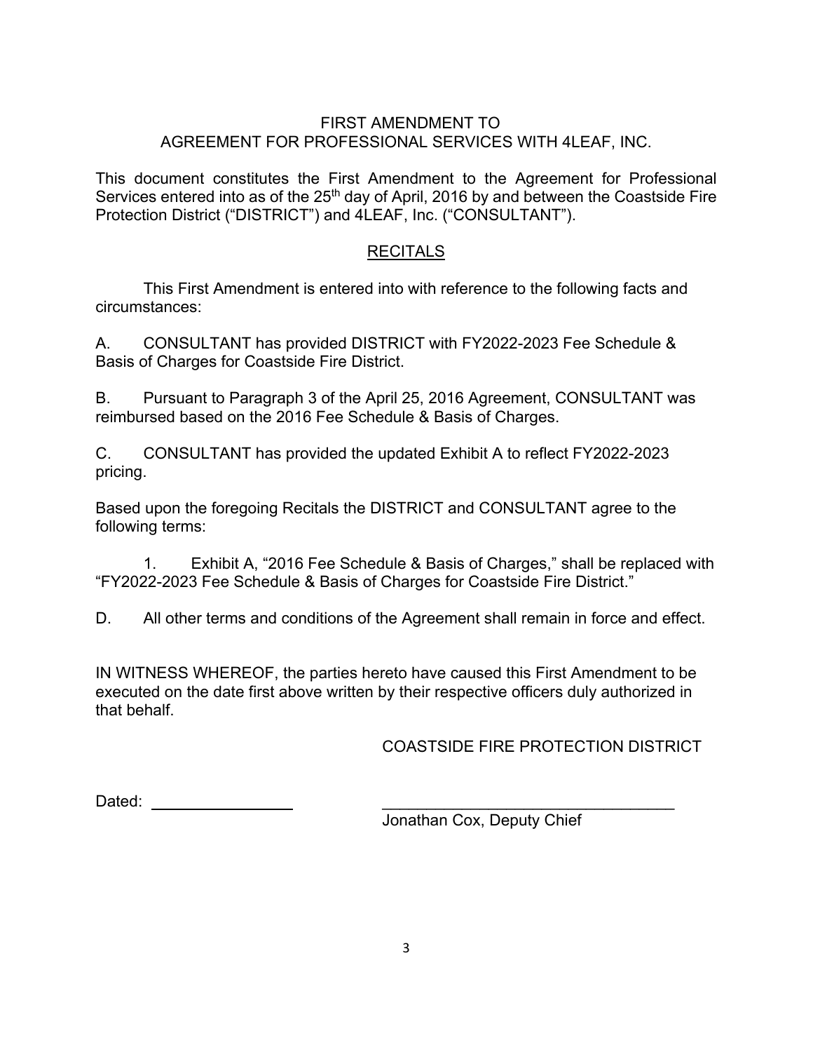# FIRST AMENDMENT TO
# AGREEMENT FOR PROFESSIONAL SERVICES WITH 4LEAF, INC.

This document constitutes the First Amendment to the Agreement for Professional Services entered into as of the 25th day of April, 2016 by and between the Coastside Fire Protection District ("DISTRICT") and 4LEAF, Inc. ("CONSULTANT").

## RECITALS

This First Amendment is entered into with reference to the following facts and circumstances:

A. CONSULTANT has provided DISTRICT with FY2022-2023 Fee Schedule & Basis of Charges for Coastside Fire District.

B. Pursuant to Paragraph 3 of the April 25, 2016 Agreement, CONSULTANT was reimbursed based on the 2016 Fee Schedule & Basis of Charges.

C. CONSULTANT has provided the updated Exhibit A to reflect FY2022-2023 pricing.

Based upon the foregoing Recitals the DISTRICT and CONSULTANT agree to the following terms:

1. Exhibit A, "2016 Fee Schedule & Basis of Charges," shall be replaced with "FY2022-2023 Fee Schedule & Basis of Charges for Coastside Fire District."

D. All other terms and conditions of the Agreement shall remain in force and effect.

IN WITNESS WHEREOF, the parties hereto have caused this First Amendment to be executed on the date first above written by their respective officers duly authorized in that behalf.

COASTSIDE FIRE PROTECTION DISTRICT

Dated: ________________

__________________________________
Jonathan Cox, Deputy Chief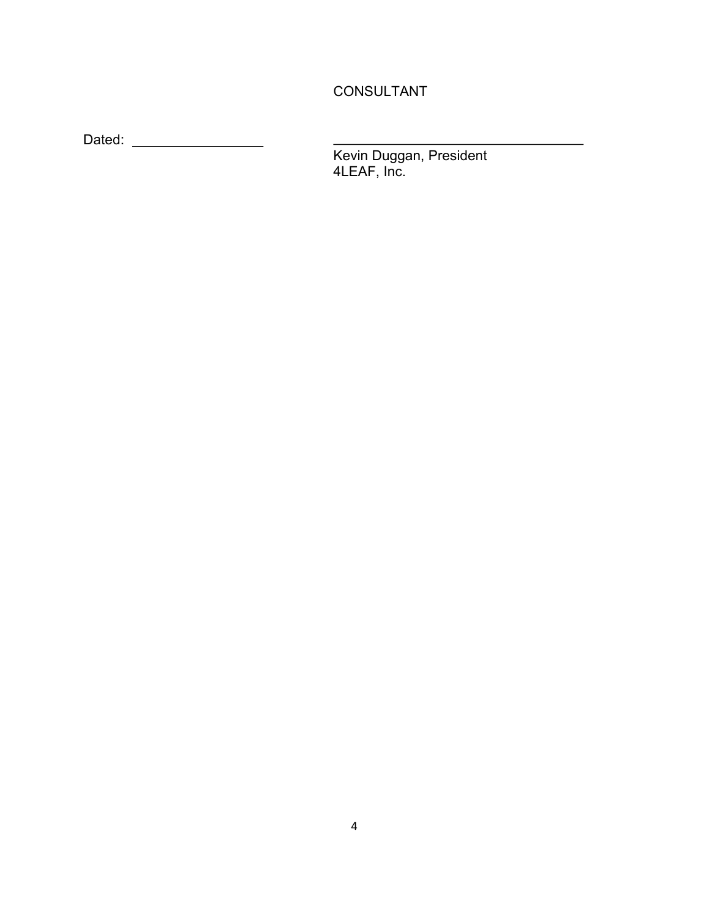CONSULTANT

Dated: ___________________

___________________________________
Kevin Duggan, President
4LEAF, Inc.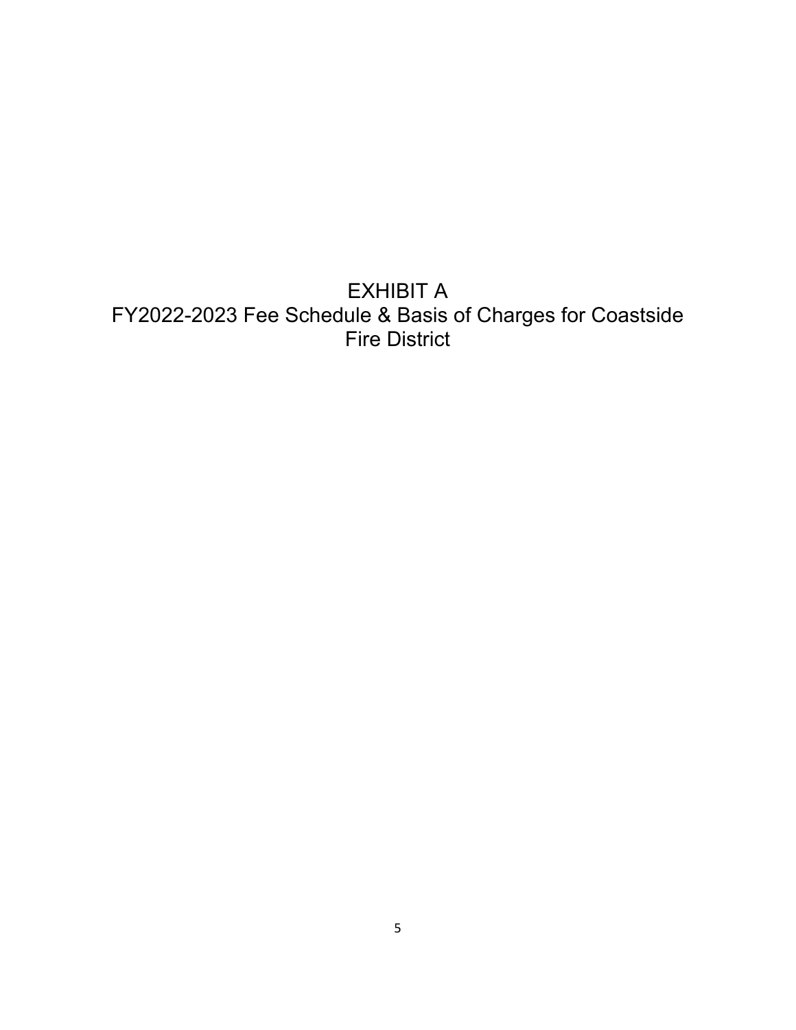# EXHIBIT A

## FY2022-2023 Fee Schedule & Basis of Charges for Coastside Fire District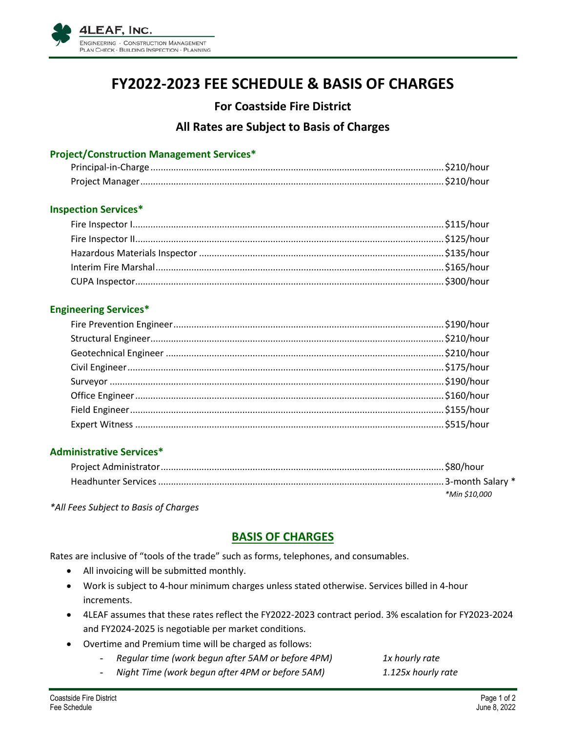4LEAF, Inc.

Engineering · Construction Management
Plan Check · Building Inspection · Planning

# FY2022-2023 FEE SCHEDULE & BASIS OF CHARGES

## For Coastside Fire District

## All Rates are Subject to Basis of Charges

### Project/Construction Management Services*

| Service | Rate |
|---|---|
| Principal-in-Charge | $210/hour |
| Project Manager | $210/hour |

### Inspection Services*

| Service | Rate |
|---|---|
| Fire Inspector I | $115/hour |
| Fire Inspector II | $125/hour |
| Hazardous Materials Inspector | $135/hour |
| Interim Fire Marshal | $165/hour |
| CUPA Inspector | $300/hour |

### Engineering Services*

| Service | Rate |
|---|---|
| Fire Prevention Engineer | $190/hour |
| Structural Engineer | $210/hour |
| Geotechnical Engineer | $210/hour |
| Civil Engineer | $175/hour |
| Surveyor | $190/hour |
| Office Engineer | $160/hour |
| Field Engineer | $155/hour |
| Expert Witness | $515/hour |

### Administrative Services*

| Service | Rate |
|---|---|
| Project Administrator | $80/hour |
| Headhunter Services | 3-month Salary * <br>*Min $10,000* |

*\*All Fees Subject to Basis of Charges*

## BASIS OF CHARGES

Rates are inclusive of "tools of the trade" such as forms, telephones, and consumables.

- All invoicing will be submitted monthly.
- Work is subject to 4-hour minimum charges unless stated otherwise. Services billed in 4-hour increments.
- 4LEAF assumes that these rates reflect the FY2022-2023 contract period. 3% escalation for FY2023-2024 and FY2024-2025 is negotiable per market conditions.
- Overtime and Premium time will be charged as follows:
  - *Regular time (work begun after 5AM or before 4PM)* — *1x hourly rate*
  - *Night Time (work begun after 4PM or before 5AM)* — *1.125x hourly rate*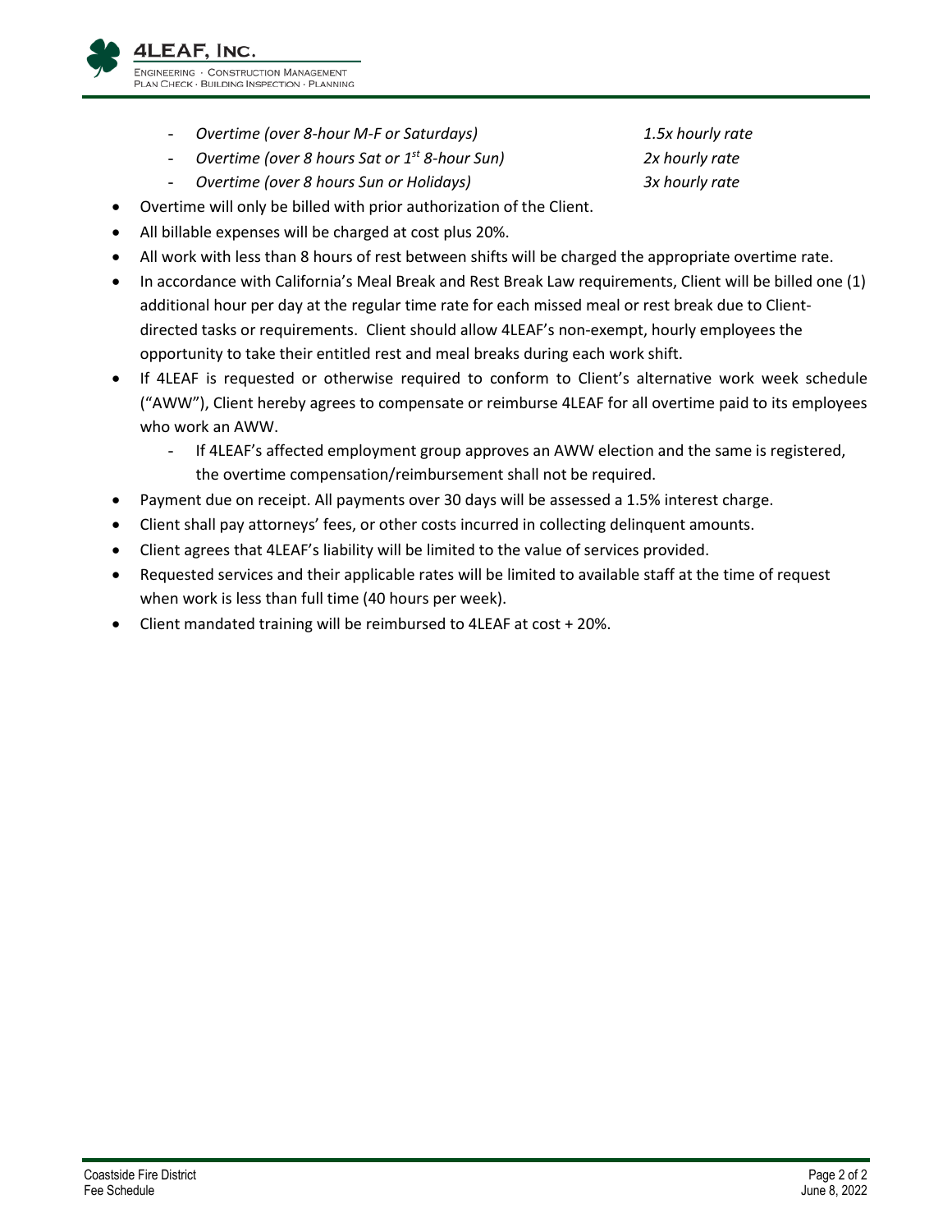- *Overtime (over 8-hour M-F or Saturdays)* *1.5x hourly rate*
- *Overtime (over 8 hours Sat or 1st 8-hour Sun)* *2x hourly rate*
- *Overtime (over 8 hours Sun or Holidays)* *3x hourly rate*

- Overtime will only be billed with prior authorization of the Client.
- All billable expenses will be charged at cost plus 20%.
- All work with less than 8 hours of rest between shifts will be charged the appropriate overtime rate.
- In accordance with California's Meal Break and Rest Break Law requirements, Client will be billed one (1) additional hour per day at the regular time rate for each missed meal or rest break due to Client-directed tasks or requirements. Client should allow 4LEAF's non-exempt, hourly employees the opportunity to take their entitled rest and meal breaks during each work shift.
- If 4LEAF is requested or otherwise required to conform to Client's alternative work week schedule ("AWW"), Client hereby agrees to compensate or reimburse 4LEAF for all overtime paid to its employees who work an AWW.
  - If 4LEAF's affected employment group approves an AWW election and the same is registered, the overtime compensation/reimbursement shall not be required.
- Payment due on receipt. All payments over 30 days will be assessed a 1.5% interest charge.
- Client shall pay attorneys' fees, or other costs incurred in collecting delinquent amounts.
- Client agrees that 4LEAF's liability will be limited to the value of services provided.
- Requested services and their applicable rates will be limited to available staff at the time of request when work is less than full time (40 hours per week).
- Client mandated training will be reimbursed to 4LEAF at cost + 20%.